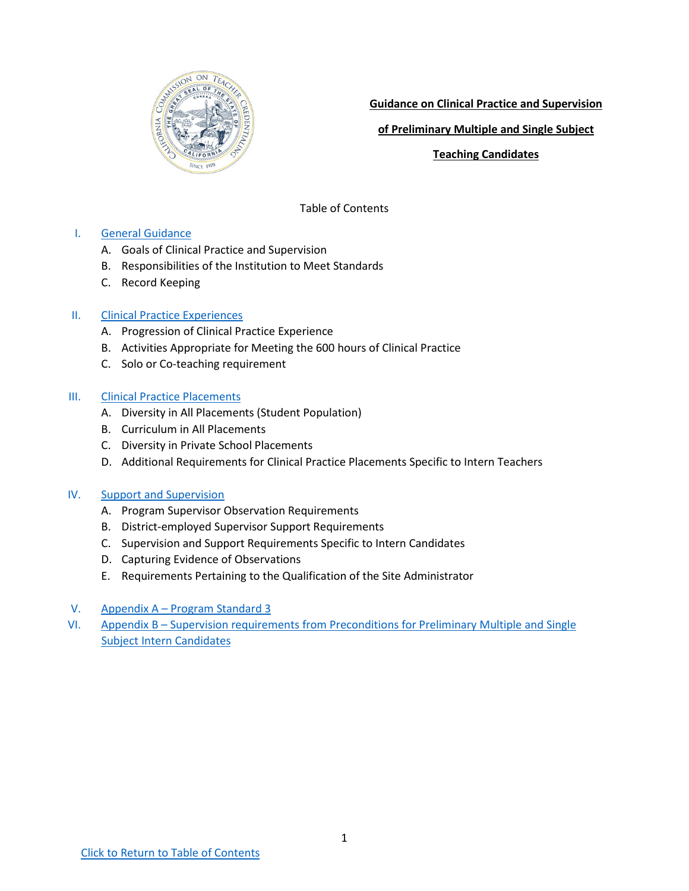# Guidance on Clinical Practice and Supervision of Preliminary Multiple and Single Subject Teaching Candidates

Table of Contents

I. General Guidance
   A. Goals of Clinical Practice and Supervision
   B. Responsibilities of the Institution to Meet Standards
   C. Record Keeping

II. Clinical Practice Experiences
   A. Progression of Clinical Practice Experience
   B. Activities Appropriate for Meeting the 600 hours of Clinical Practice
   C. Solo or Co-teaching requirement

III. Clinical Practice Placements
   A. Diversity in All Placements (Student Population)
   B. Curriculum in All Placements
   C. Diversity in Private School Placements
   D. Additional Requirements for Clinical Practice Placements Specific to Intern Teachers

IV. Support and Supervision
   A. Program Supervisor Observation Requirements
   B. District-employed Supervisor Support Requirements
   C. Supervision and Support Requirements Specific to Intern Candidates
   D. Capturing Evidence of Observations
   E. Requirements Pertaining to the Qualification of the Site Administrator

V. Appendix A – Program Standard 3

VI. Appendix B – Supervision requirements from Preconditions for Preliminary Multiple and Single Subject Intern Candidates

Click to Return to Table of Contents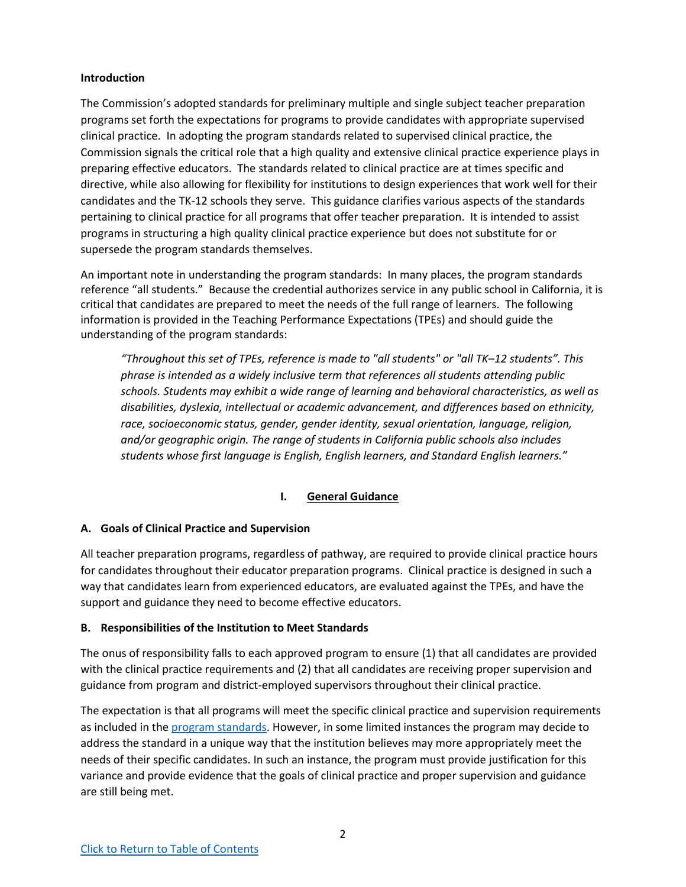**Introduction**

The Commission's adopted standards for preliminary multiple and single subject teacher preparation programs set forth the expectations for programs to provide candidates with appropriate supervised clinical practice. In adopting the program standards related to supervised clinical practice, the Commission signals the critical role that a high quality and extensive clinical practice experience plays in preparing effective educators. The standards related to clinical practice are at times specific and directive, while also allowing for flexibility for institutions to design experiences that work well for their candidates and the TK-12 schools they serve. This guidance clarifies various aspects of the standards pertaining to clinical practice for all programs that offer teacher preparation. It is intended to assist programs in structuring a high quality clinical practice experience but does not substitute for or supersede the program standards themselves.

An important note in understanding the program standards: In many places, the program standards reference "all students." Because the credential authorizes service in any public school in California, it is critical that candidates are prepared to meet the needs of the full range of learners. The following information is provided in the Teaching Performance Expectations (TPEs) and should guide the understanding of the program standards:

> *"Throughout this set of TPEs, reference is made to "all students" or "all TK–12 students". This phrase is intended as a widely inclusive term that references all students attending public schools. Students may exhibit a wide range of learning and behavioral characteristics, as well as disabilities, dyslexia, intellectual or academic advancement, and differences based on ethnicity, race, socioeconomic status, gender, gender identity, sexual orientation, language, religion, and/or geographic origin. The range of students in California public schools also includes students whose first language is English, English learners, and Standard English learners."*

## I. General Guidance

### A. Goals of Clinical Practice and Supervision

All teacher preparation programs, regardless of pathway, are required to provide clinical practice hours for candidates throughout their educator preparation programs. Clinical practice is designed in such a way that candidates learn from experienced educators, are evaluated against the TPEs, and have the support and guidance they need to become effective educators.

### B. Responsibilities of the Institution to Meet Standards

The onus of responsibility falls to each approved program to ensure (1) that all candidates are provided with the clinical practice requirements and (2) that all candidates are receiving proper supervision and guidance from program and district-employed supervisors throughout their clinical practice.

The expectation is that all programs will meet the specific clinical practice and supervision requirements as included in the program standards. However, in some limited instances the program may decide to address the standard in a unique way that the institution believes may more appropriately meet the needs of their specific candidates. In such an instance, the program must provide justification for this variance and provide evidence that the goals of clinical practice and proper supervision and guidance are still being met.

Click to Return to Table of Contents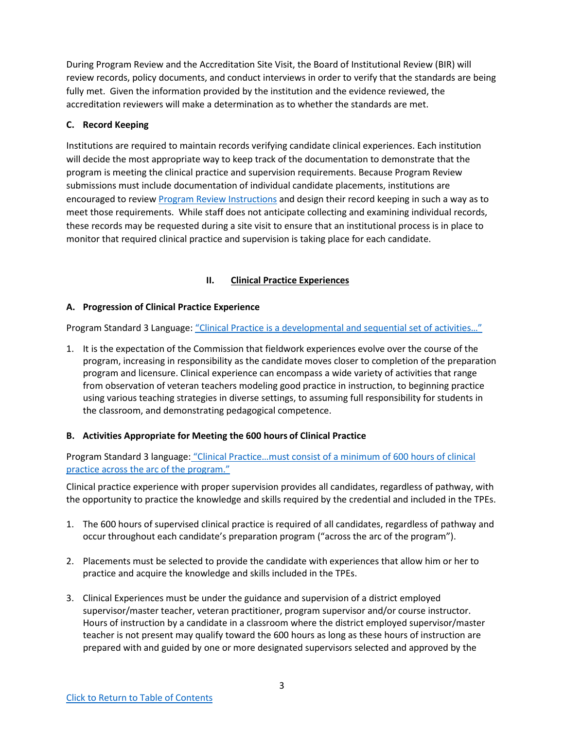During Program Review and the Accreditation Site Visit, the Board of Institutional Review (BIR) will review records, policy documents, and conduct interviews in order to verify that the standards are being fully met. Given the information provided by the institution and the evidence reviewed, the accreditation reviewers will make a determination as to whether the standards are met.

### C. Record Keeping

Institutions are required to maintain records verifying candidate clinical experiences. Each institution will decide the most appropriate way to keep track of the documentation to demonstrate that the program is meeting the clinical practice and supervision requirements. Because Program Review submissions must include documentation of individual candidate placements, institutions are encouraged to review Program Review Instructions and design their record keeping in such a way as to meet those requirements. While staff does not anticipate collecting and examining individual records, these records may be requested during a site visit to ensure that an institutional process is in place to monitor that required clinical practice and supervision is taking place for each candidate.

## II. Clinical Practice Experiences

### A. Progression of Clinical Practice Experience

Program Standard 3 Language: "Clinical Practice is a developmental and sequential set of activities…"

1. It is the expectation of the Commission that fieldwork experiences evolve over the course of the program, increasing in responsibility as the candidate moves closer to completion of the preparation program and licensure. Clinical experience can encompass a wide variety of activities that range from observation of veteran teachers modeling good practice in instruction, to beginning practice using various teaching strategies in diverse settings, to assuming full responsibility for students in the classroom, and demonstrating pedagogical competence.

### B. Activities Appropriate for Meeting the 600 hours of Clinical Practice

Program Standard 3 language: "Clinical Practice…must consist of a minimum of 600 hours of clinical practice across the arc of the program."

Clinical practice experience with proper supervision provides all candidates, regardless of pathway, with the opportunity to practice the knowledge and skills required by the credential and included in the TPEs.

1. The 600 hours of supervised clinical practice is required of all candidates, regardless of pathway and occur throughout each candidate's preparation program ("across the arc of the program").

2. Placements must be selected to provide the candidate with experiences that allow him or her to practice and acquire the knowledge and skills included in the TPEs.

3. Clinical Experiences must be under the guidance and supervision of a district employed supervisor/master teacher, veteran practitioner, program supervisor and/or course instructor. Hours of instruction by a candidate in a classroom where the district employed supervisor/master teacher is not present may qualify toward the 600 hours as long as these hours of instruction are prepared with and guided by one or more designated supervisors selected and approved by the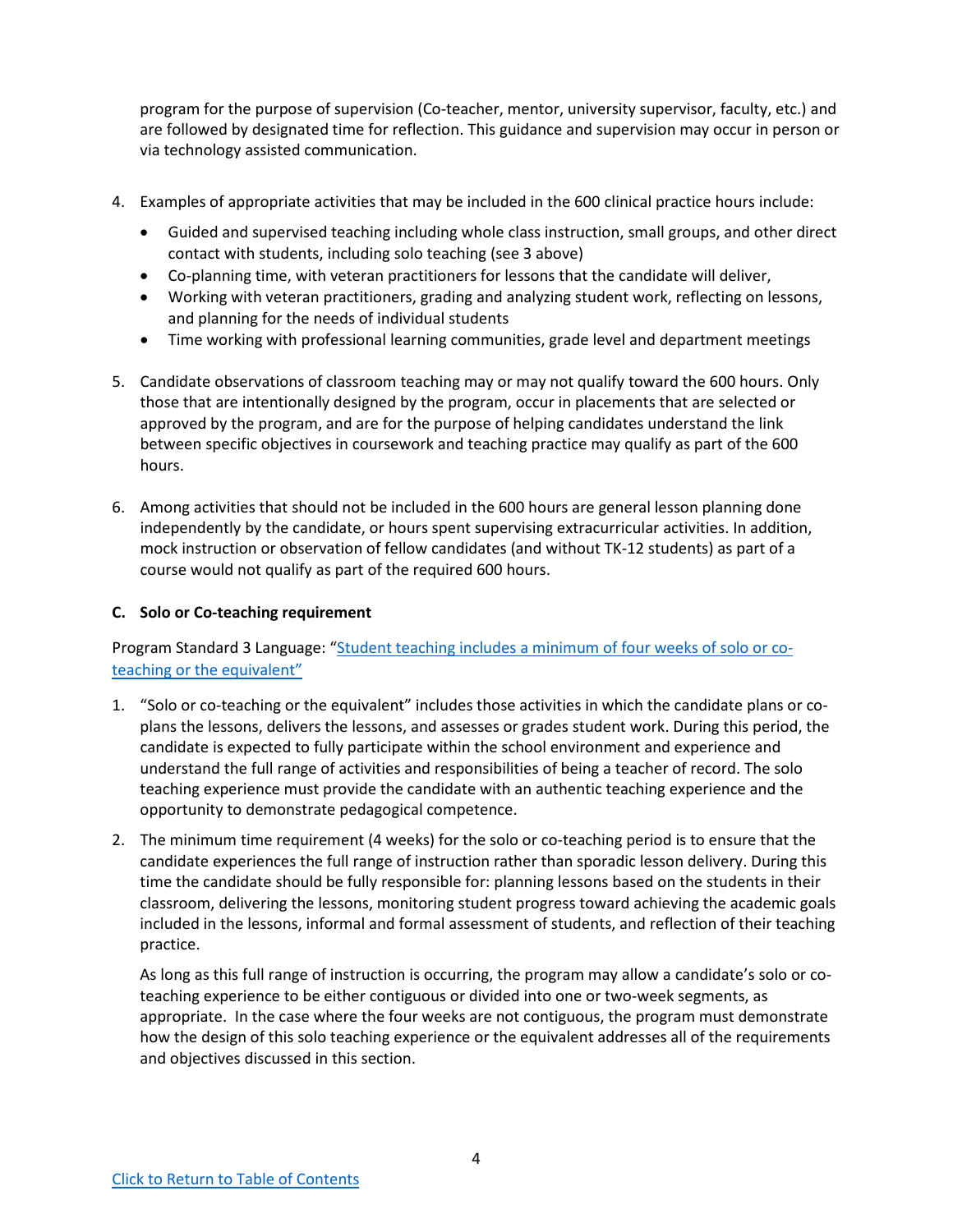program for the purpose of supervision (Co-teacher, mentor, university supervisor, faculty, etc.) and are followed by designated time for reflection. This guidance and supervision may occur in person or via technology assisted communication.

4. Examples of appropriate activities that may be included in the 600 clinical practice hours include:
   - Guided and supervised teaching including whole class instruction, small groups, and other direct contact with students, including solo teaching (see 3 above)
   - Co-planning time, with veteran practitioners for lessons that the candidate will deliver,
   - Working with veteran practitioners, grading and analyzing student work, reflecting on lessons, and planning for the needs of individual students
   - Time working with professional learning communities, grade level and department meetings

5. Candidate observations of classroom teaching may or may not qualify toward the 600 hours. Only those that are intentionally designed by the program, occur in placements that are selected or approved by the program, and are for the purpose of helping candidates understand the link between specific objectives in coursework and teaching practice may qualify as part of the 600 hours.

6. Among activities that should not be included in the 600 hours are general lesson planning done independently by the candidate, or hours spent supervising extracurricular activities. In addition, mock instruction or observation of fellow candidates (and without TK-12 students) as part of a course would not qualify as part of the required 600 hours.

### C. Solo or Co-teaching requirement

Program Standard 3 Language: "[Student teaching includes a minimum of four weeks of solo or co-teaching or the equivalent"]

1. "Solo or co-teaching or the equivalent" includes those activities in which the candidate plans or co-plans the lessons, delivers the lessons, and assesses or grades student work. During this period, the candidate is expected to fully participate within the school environment and experience and understand the full range of activities and responsibilities of being a teacher of record. The solo teaching experience must provide the candidate with an authentic teaching experience and the opportunity to demonstrate pedagogical competence.

2. The minimum time requirement (4 weeks) for the solo or co-teaching period is to ensure that the candidate experiences the full range of instruction rather than sporadic lesson delivery. During this time the candidate should be fully responsible for: planning lessons based on the students in their classroom, delivering the lessons, monitoring student progress toward achieving the academic goals included in the lessons, informal and formal assessment of students, and reflection of their teaching practice.

   As long as this full range of instruction is occurring, the program may allow a candidate's solo or co-teaching experience to be either contiguous or divided into one or two-week segments, as appropriate. In the case where the four weeks are not contiguous, the program must demonstrate how the design of this solo teaching experience or the equivalent addresses all of the requirements and objectives discussed in this section.

Click to Return to Table of Contents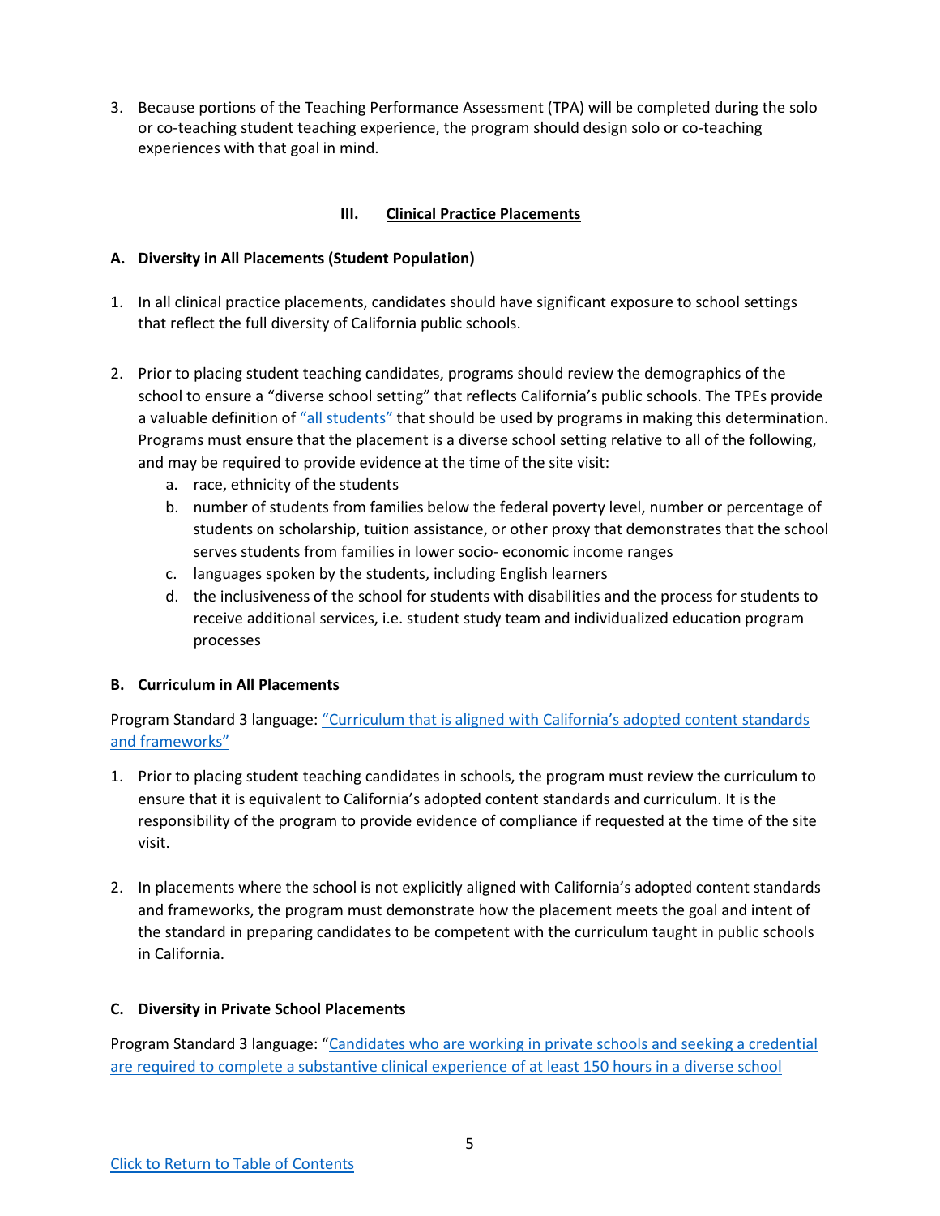3. Because portions of the Teaching Performance Assessment (TPA) will be completed during the solo or co-teaching student teaching experience, the program should design solo or co-teaching experiences with that goal in mind.

## III. Clinical Practice Placements

### A. Diversity in All Placements (Student Population)

1. In all clinical practice placements, candidates should have significant exposure to school settings that reflect the full diversity of California public schools.

2. Prior to placing student teaching candidates, programs should review the demographics of the school to ensure a "diverse school setting" that reflects California's public schools. The TPEs provide a valuable definition of "all students" that should be used by programs in making this determination. Programs must ensure that the placement is a diverse school setting relative to all of the following, and may be required to provide evidence at the time of the site visit:
   a. race, ethnicity of the students
   b. number of students from families below the federal poverty level, number or percentage of students on scholarship, tuition assistance, or other proxy that demonstrates that the school serves students from families in lower socio- economic income ranges
   c. languages spoken by the students, including English learners
   d. the inclusiveness of the school for students with disabilities and the process for students to receive additional services, i.e. student study team and individualized education program processes

### B. Curriculum in All Placements

Program Standard 3 language: "Curriculum that is aligned with California's adopted content standards and frameworks"

1. Prior to placing student teaching candidates in schools, the program must review the curriculum to ensure that it is equivalent to California's adopted content standards and curriculum. It is the responsibility of the program to provide evidence of compliance if requested at the time of the site visit.

2. In placements where the school is not explicitly aligned with California's adopted content standards and frameworks, the program must demonstrate how the placement meets the goal and intent of the standard in preparing candidates to be competent with the curriculum taught in public schools in California.

### C. Diversity in Private School Placements

Program Standard 3 language: "Candidates who are working in private schools and seeking a credential are required to complete a substantive clinical experience of at least 150 hours in a diverse school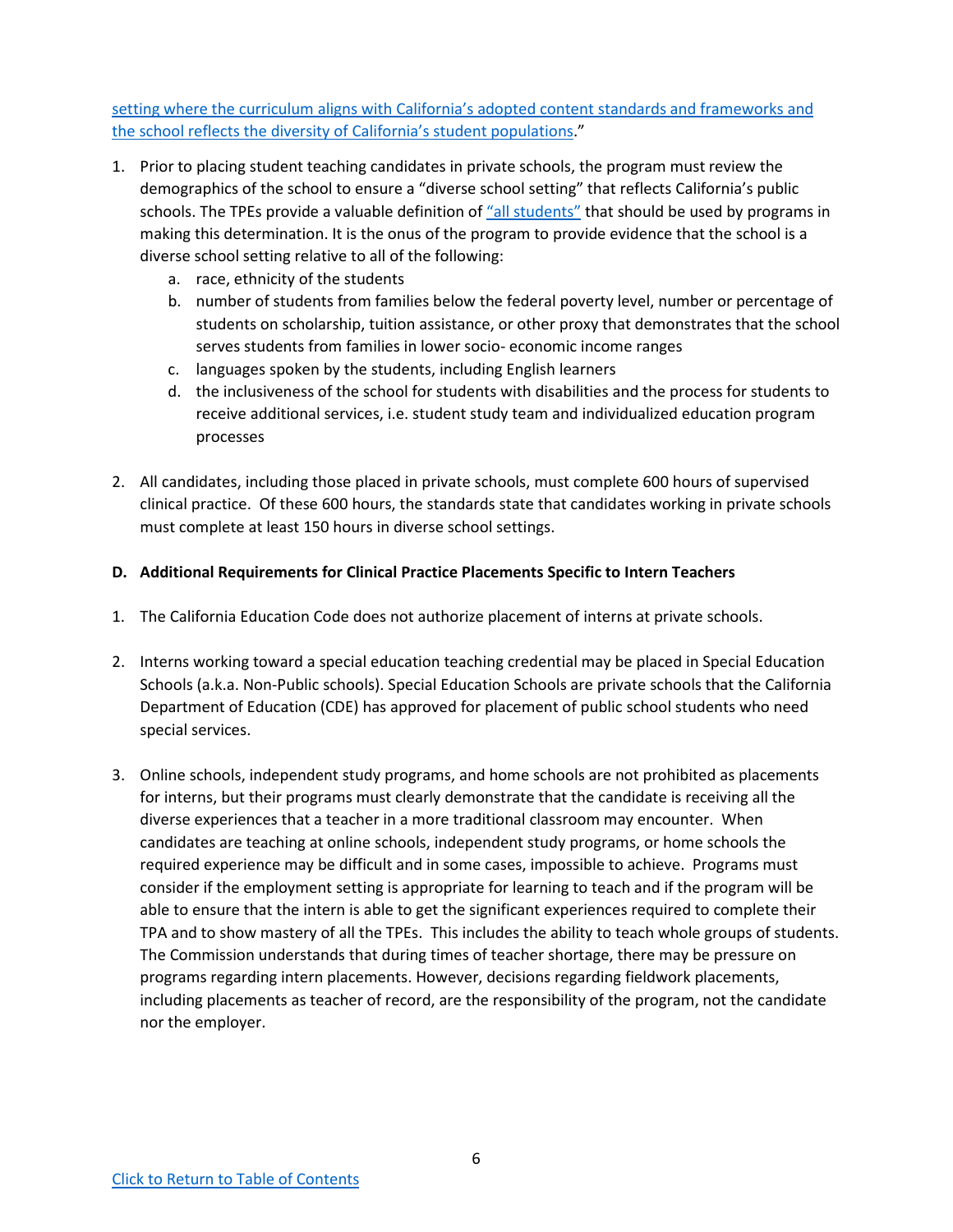setting where the curriculum aligns with California's adopted content standards and frameworks and the school reflects the diversity of California's student populations."

1. Prior to placing student teaching candidates in private schools, the program must review the demographics of the school to ensure a "diverse school setting" that reflects California's public schools. The TPEs provide a valuable definition of "all students" that should be used by programs in making this determination. It is the onus of the program to provide evidence that the school is a diverse school setting relative to all of the following:
   a. race, ethnicity of the students
   b. number of students from families below the federal poverty level, number or percentage of students on scholarship, tuition assistance, or other proxy that demonstrates that the school serves students from families in lower socio- economic income ranges
   c. languages spoken by the students, including English learners
   d. the inclusiveness of the school for students with disabilities and the process for students to receive additional services, i.e. student study team and individualized education program processes

2. All candidates, including those placed in private schools, must complete 600 hours of supervised clinical practice. Of these 600 hours, the standards state that candidates working in private schools must complete at least 150 hours in diverse school settings.

**D. Additional Requirements for Clinical Practice Placements Specific to Intern Teachers**

1. The California Education Code does not authorize placement of interns at private schools.

2. Interns working toward a special education teaching credential may be placed in Special Education Schools (a.k.a. Non-Public schools). Special Education Schools are private schools that the California Department of Education (CDE) has approved for placement of public school students who need special services.

3. Online schools, independent study programs, and home schools are not prohibited as placements for interns, but their programs must clearly demonstrate that the candidate is receiving all the diverse experiences that a teacher in a more traditional classroom may encounter. When candidates are teaching at online schools, independent study programs, or home schools the required experience may be difficult and in some cases, impossible to achieve. Programs must consider if the employment setting is appropriate for learning to teach and if the program will be able to ensure that the intern is able to get the significant experiences required to complete their TPA and to show mastery of all the TPEs. This includes the ability to teach whole groups of students. The Commission understands that during times of teacher shortage, there may be pressure on programs regarding intern placements. However, decisions regarding fieldwork placements, including placements as teacher of record, are the responsibility of the program, not the candidate nor the employer.

Click to Return to Table of Contents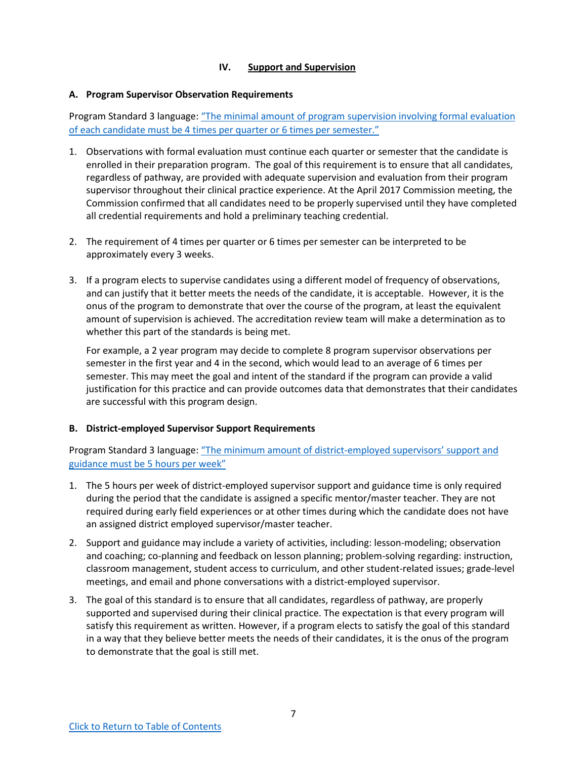## IV. Support and Supervision

### A. Program Supervisor Observation Requirements

Program Standard 3 language: "The minimal amount of program supervision involving formal evaluation of each candidate must be 4 times per quarter or 6 times per semester."

1. Observations with formal evaluation must continue each quarter or semester that the candidate is enrolled in their preparation program. The goal of this requirement is to ensure that all candidates, regardless of pathway, are provided with adequate supervision and evaluation from their program supervisor throughout their clinical practice experience. At the April 2017 Commission meeting, the Commission confirmed that all candidates need to be properly supervised until they have completed all credential requirements and hold a preliminary teaching credential.

2. The requirement of 4 times per quarter or 6 times per semester can be interpreted to be approximately every 3 weeks.

3. If a program elects to supervise candidates using a different model of frequency of observations, and can justify that it better meets the needs of the candidate, it is acceptable. However, it is the onus of the program to demonstrate that over the course of the program, at least the equivalent amount of supervision is achieved. The accreditation review team will make a determination as to whether this part of the standards is being met.

   For example, a 2 year program may decide to complete 8 program supervisor observations per semester in the first year and 4 in the second, which would lead to an average of 6 times per semester. This may meet the goal and intent of the standard if the program can provide a valid justification for this practice and can provide outcomes data that demonstrates that their candidates are successful with this program design.

### B. District-employed Supervisor Support Requirements

Program Standard 3 language: "The minimum amount of district-employed supervisors' support and guidance must be 5 hours per week"

1. The 5 hours per week of district-employed supervisor support and guidance time is only required during the period that the candidate is assigned a specific mentor/master teacher. They are not required during early field experiences or at other times during which the candidate does not have an assigned district employed supervisor/master teacher.

2. Support and guidance may include a variety of activities, including: lesson-modeling; observation and coaching; co-planning and feedback on lesson planning; problem-solving regarding: instruction, classroom management, student access to curriculum, and other student-related issues; grade-level meetings, and email and phone conversations with a district-employed supervisor.

3. The goal of this standard is to ensure that all candidates, regardless of pathway, are properly supported and supervised during their clinical practice. The expectation is that every program will satisfy this requirement as written. However, if a program elects to satisfy the goal of this standard in a way that they believe better meets the needs of their candidates, it is the onus of the program to demonstrate that the goal is still met.

Click to Return to Table of Contents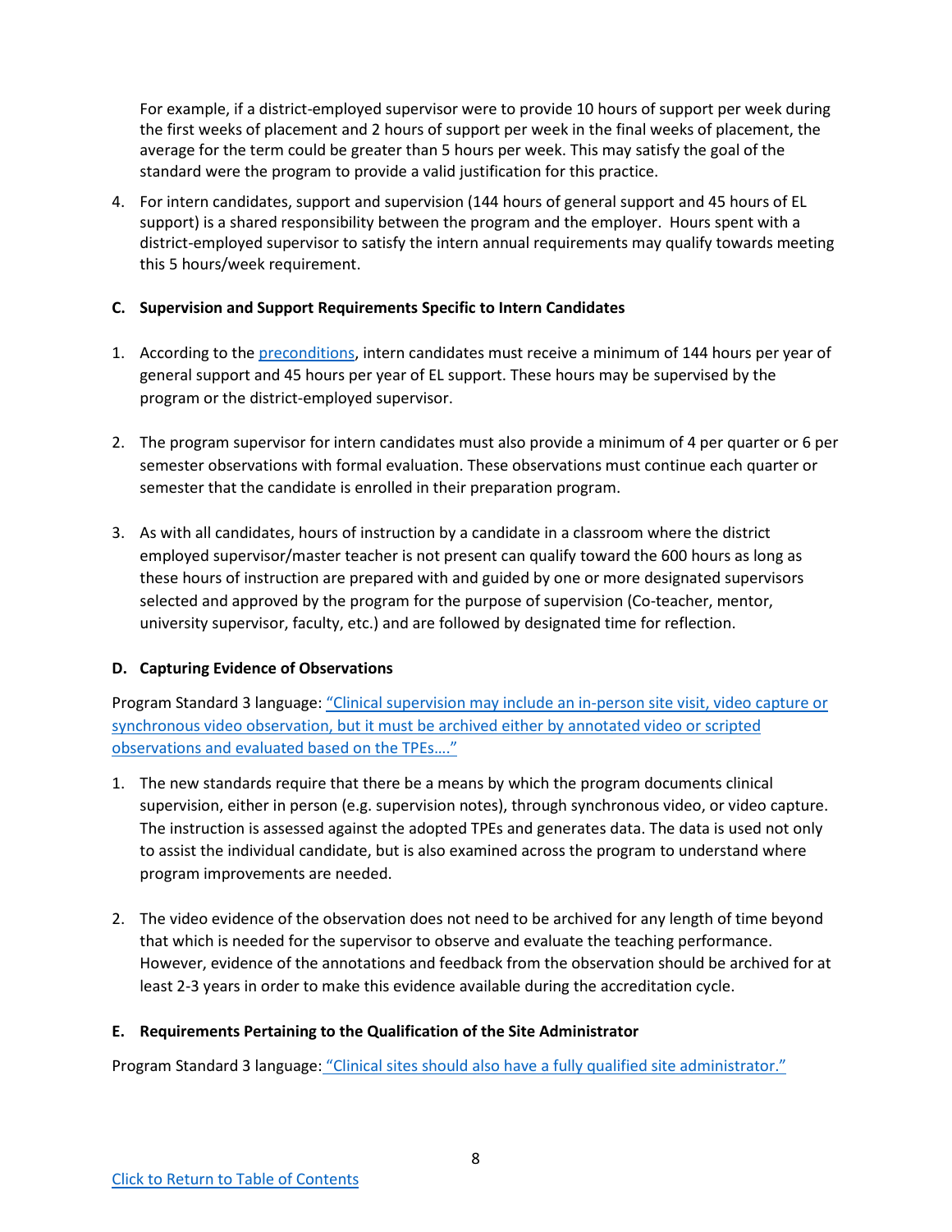For example, if a district-employed supervisor were to provide 10 hours of support per week during the first weeks of placement and 2 hours of support per week in the final weeks of placement, the average for the term could be greater than 5 hours per week. This may satisfy the goal of the standard were the program to provide a valid justification for this practice.

4. For intern candidates, support and supervision (144 hours of general support and 45 hours of EL support) is a shared responsibility between the program and the employer. Hours spent with a district-employed supervisor to satisfy the intern annual requirements may qualify towards meeting this 5 hours/week requirement.

**C. Supervision and Support Requirements Specific to Intern Candidates**

1. According to the preconditions, intern candidates must receive a minimum of 144 hours per year of general support and 45 hours per year of EL support. These hours may be supervised by the program or the district-employed supervisor.

2. The program supervisor for intern candidates must also provide a minimum of 4 per quarter or 6 per semester observations with formal evaluation. These observations must continue each quarter or semester that the candidate is enrolled in their preparation program.

3. As with all candidates, hours of instruction by a candidate in a classroom where the district employed supervisor/master teacher is not present can qualify toward the 600 hours as long as these hours of instruction are prepared with and guided by one or more designated supervisors selected and approved by the program for the purpose of supervision (Co-teacher, mentor, university supervisor, faculty, etc.) and are followed by designated time for reflection.

**D. Capturing Evidence of Observations**

Program Standard 3 language: "Clinical supervision may include an in-person site visit, video capture or synchronous video observation, but it must be archived either by annotated video or scripted observations and evaluated based on the TPEs…."

1. The new standards require that there be a means by which the program documents clinical supervision, either in person (e.g. supervision notes), through synchronous video, or video capture. The instruction is assessed against the adopted TPEs and generates data. The data is used not only to assist the individual candidate, but is also examined across the program to understand where program improvements are needed.

2. The video evidence of the observation does not need to be archived for any length of time beyond that which is needed for the supervisor to observe and evaluate the teaching performance. However, evidence of the annotations and feedback from the observation should be archived for at least 2-3 years in order to make this evidence available during the accreditation cycle.

**E. Requirements Pertaining to the Qualification of the Site Administrator**

Program Standard 3 language: "Clinical sites should also have a fully qualified site administrator."

Click to Return to Table of Contents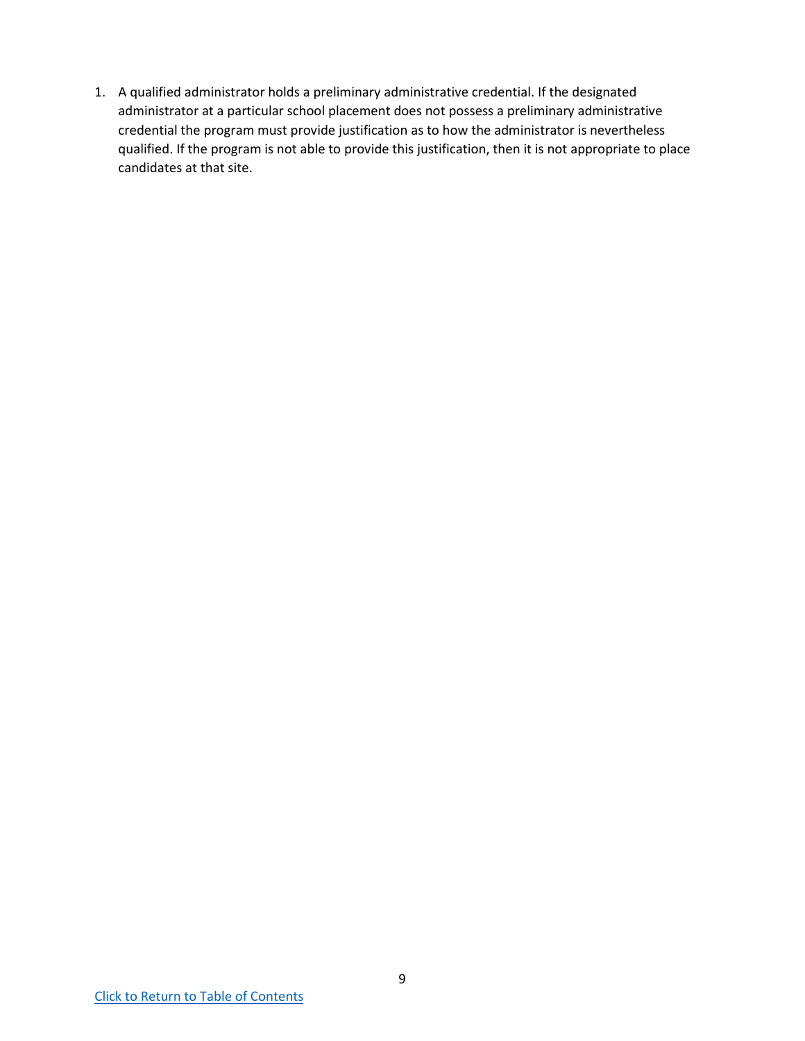1. A qualified administrator holds a preliminary administrative credential. If the designated administrator at a particular school placement does not possess a preliminary administrative credential the program must provide justification as to how the administrator is nevertheless qualified. If the program is not able to provide this justification, then it is not appropriate to place candidates at that site.

Click to Return to Table of Contents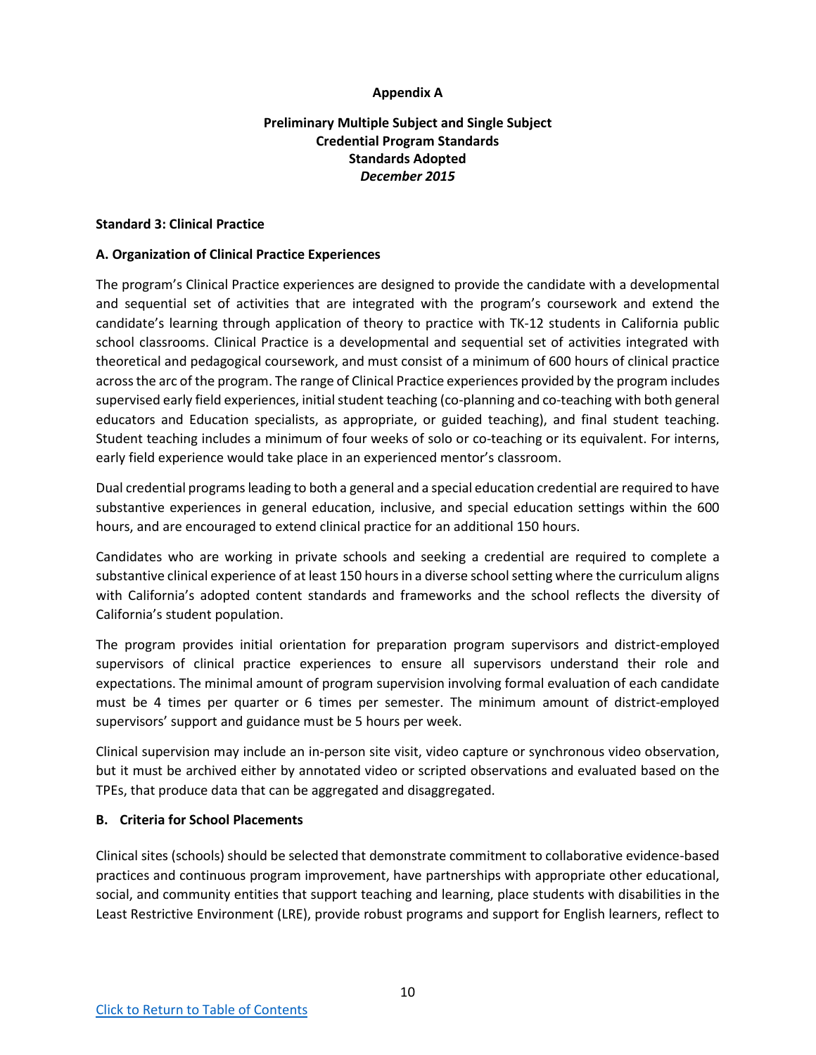**Appendix A**

**Preliminary Multiple Subject and Single Subject Credential Program Standards Standards Adopted** ***December 2015***

**Standard 3: Clinical Practice**

**A. Organization of Clinical Practice Experiences**

The program's Clinical Practice experiences are designed to provide the candidate with a developmental and sequential set of activities that are integrated with the program's coursework and extend the candidate's learning through application of theory to practice with TK-12 students in California public school classrooms. Clinical Practice is a developmental and sequential set of activities integrated with theoretical and pedagogical coursework, and must consist of a minimum of 600 hours of clinical practice across the arc of the program. The range of Clinical Practice experiences provided by the program includes supervised early field experiences, initial student teaching (co-planning and co-teaching with both general educators and Education specialists, as appropriate, or guided teaching), and final student teaching. Student teaching includes a minimum of four weeks of solo or co-teaching or its equivalent. For interns, early field experience would take place in an experienced mentor's classroom.

Dual credential programs leading to both a general and a special education credential are required to have substantive experiences in general education, inclusive, and special education settings within the 600 hours, and are encouraged to extend clinical practice for an additional 150 hours.

Candidates who are working in private schools and seeking a credential are required to complete a substantive clinical experience of at least 150 hours in a diverse school setting where the curriculum aligns with California's adopted content standards and frameworks and the school reflects the diversity of California's student population.

The program provides initial orientation for preparation program supervisors and district-employed supervisors of clinical practice experiences to ensure all supervisors understand their role and expectations. The minimal amount of program supervision involving formal evaluation of each candidate must be 4 times per quarter or 6 times per semester. The minimum amount of district-employed supervisors' support and guidance must be 5 hours per week.

Clinical supervision may include an in-person site visit, video capture or synchronous video observation, but it must be archived either by annotated video or scripted observations and evaluated based on the TPEs, that produce data that can be aggregated and disaggregated.

**B. Criteria for School Placements**

Clinical sites (schools) should be selected that demonstrate commitment to collaborative evidence-based practices and continuous program improvement, have partnerships with appropriate other educational, social, and community entities that support teaching and learning, place students with disabilities in the Least Restrictive Environment (LRE), provide robust programs and support for English learners, reflect to

[Click to Return to Table of Contents]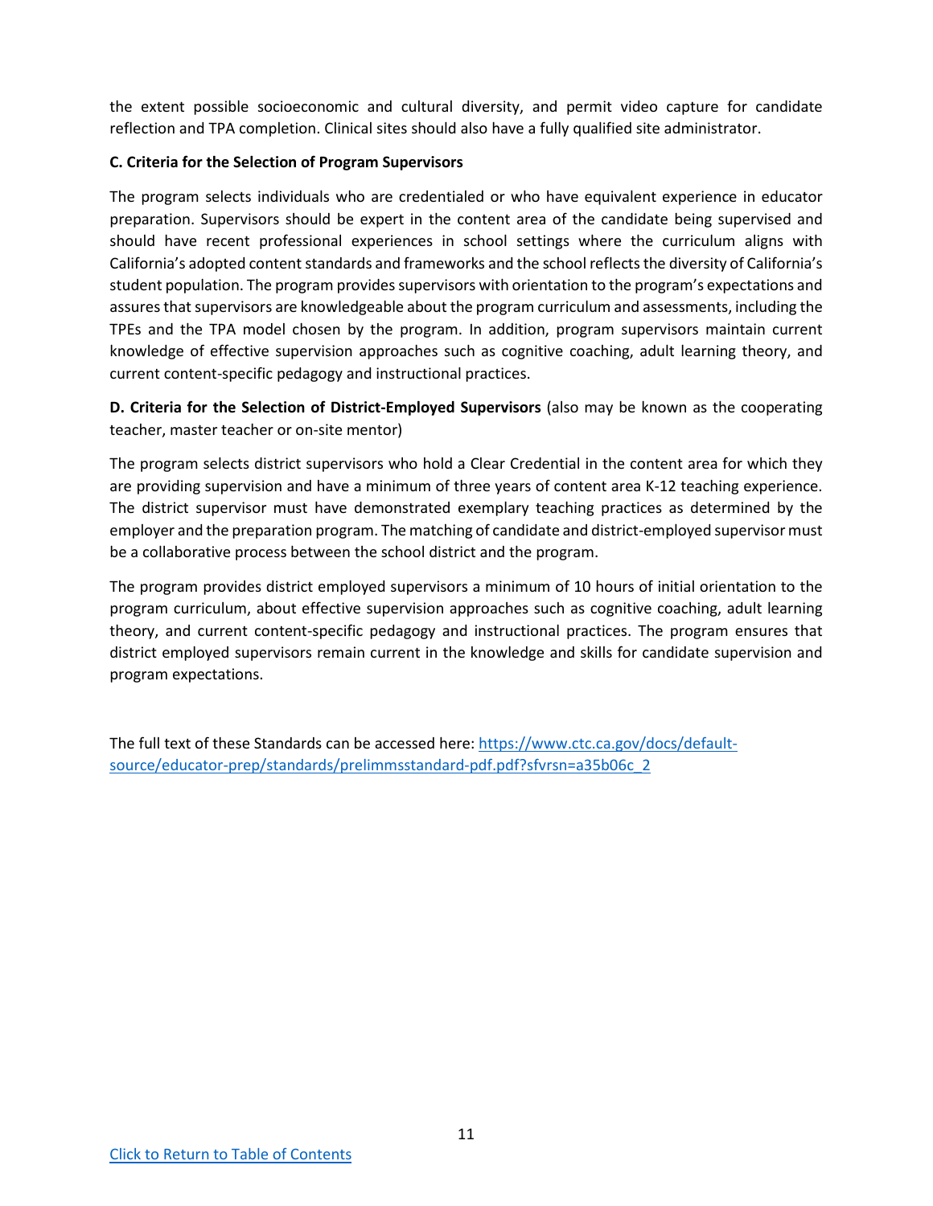the extent possible socioeconomic and cultural diversity, and permit video capture for candidate reflection and TPA completion. Clinical sites should also have a fully qualified site administrator.

**C. Criteria for the Selection of Program Supervisors**

The program selects individuals who are credentialed or who have equivalent experience in educator preparation. Supervisors should be expert in the content area of the candidate being supervised and should have recent professional experiences in school settings where the curriculum aligns with California's adopted content standards and frameworks and the school reflects the diversity of California's student population. The program provides supervisors with orientation to the program's expectations and assures that supervisors are knowledgeable about the program curriculum and assessments, including the TPEs and the TPA model chosen by the program. In addition, program supervisors maintain current knowledge of effective supervision approaches such as cognitive coaching, adult learning theory, and current content-specific pedagogy and instructional practices.

**D. Criteria for the Selection of District-Employed Supervisors** (also may be known as the cooperating teacher, master teacher or on-site mentor)

The program selects district supervisors who hold a Clear Credential in the content area for which they are providing supervision and have a minimum of three years of content area K-12 teaching experience. The district supervisor must have demonstrated exemplary teaching practices as determined by the employer and the preparation program. The matching of candidate and district-employed supervisor must be a collaborative process between the school district and the program.

The program provides district employed supervisors a minimum of 10 hours of initial orientation to the program curriculum, about effective supervision approaches such as cognitive coaching, adult learning theory, and current content-specific pedagogy and instructional practices. The program ensures that district employed supervisors remain current in the knowledge and skills for candidate supervision and program expectations.

The full text of these Standards can be accessed here: [https://www.ctc.ca.gov/docs/default-source/educator-prep/standards/prelimmsstandard-pdf.pdf?sfvrsn=a35b06c_2](https://www.ctc.ca.gov/docs/default-source/educator-prep/standards/prelimmsstandard-pdf.pdf?sfvrsn=a35b06c_2)

Click to Return to Table of Contents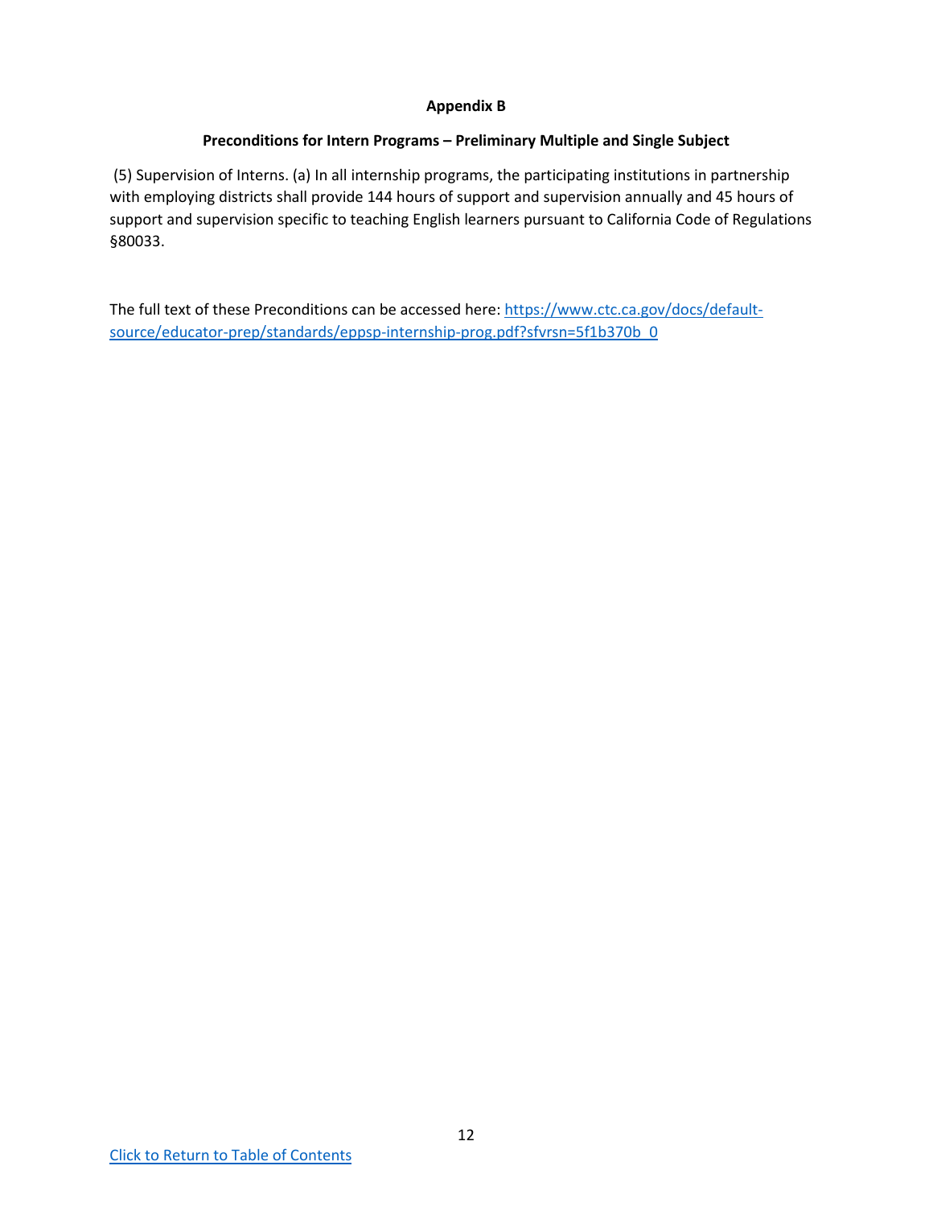**Appendix B**

**Preconditions for Intern Programs – Preliminary Multiple and Single Subject**

(5) Supervision of Interns. (a) In all internship programs, the participating institutions in partnership with employing districts shall provide 144 hours of support and supervision annually and 45 hours of support and supervision specific to teaching English learners pursuant to California Code of Regulations §80033.

The full text of these Preconditions can be accessed here: [https://www.ctc.ca.gov/docs/default-source/educator-prep/standards/eppsp-internship-prog.pdf?sfvrsn=5f1b370b_0](https://www.ctc.ca.gov/docs/default-source/educator-prep/standards/eppsp-internship-prog.pdf?sfvrsn=5f1b370b_0)

Click to Return to Table of Contents